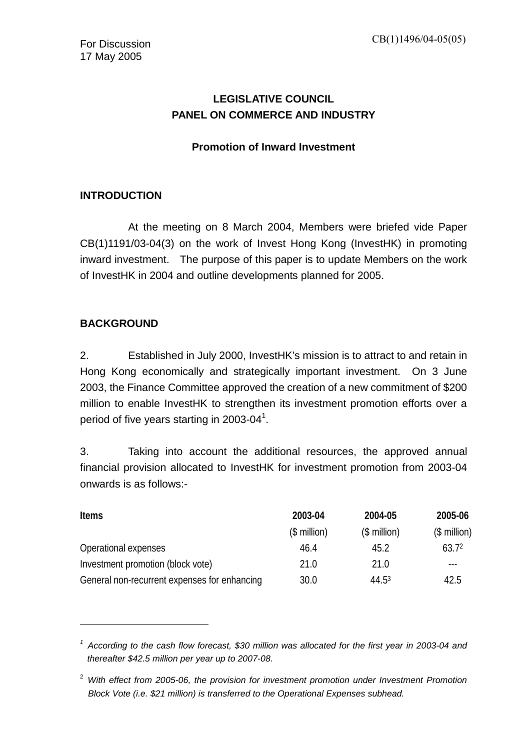CB(1)1496/04-05(05)

For Discussion
17 May 2005

# LEGISLATIVE COUNCIL
# PANEL ON COMMERCE AND INDUSTRY

## Promotion of Inward Investment

### INTRODUCTION

At the meeting on 8 March 2004, Members were briefed vide Paper CB(1)1191/03-04(3) on the work of Invest Hong Kong (InvestHK) in promoting inward investment. The purpose of this paper is to update Members on the work of InvestHK in 2004 and outline developments planned for 2005.

### BACKGROUND

2. Established in July 2000, InvestHK's mission is to attract to and retain in Hong Kong economically and strategically important investment. On 3 June 2003, the Finance Committee approved the creation of a new commitment of $200 million to enable InvestHK to strengthen its investment promotion efforts over a period of five years starting in 2003-04[1].

3. Taking into account the additional resources, the approved annual financial provision allocated to InvestHK for investment promotion from 2003-04 onwards is as follows:-

| Items | 2003-04 ($ million) | 2004-05 ($ million) | 2005-06 ($ million) |
|---|---|---|---|
| Operational expenses | 46.4 | 45.2 | 63.7[2] |
| Investment promotion (block vote) | 21.0 | 21.0 | --- |
| General non-recurrent expenses for enhancing | 30.0 | 44.5[3] | 42.5 |

---

[1] *According to the cash flow forecast, $30 million was allocated for the first year in 2003-04 and thereafter $42.5 million per year up to 2007-08.*

[2] *With effect from 2005-06, the provision for investment promotion under Investment Promotion Block Vote (i.e. $21 million) is transferred to the Operational Expenses subhead.*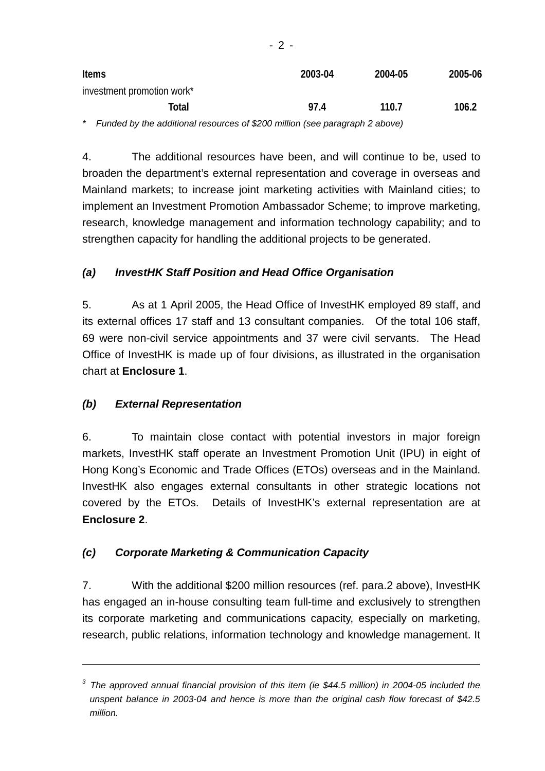| Items | 2003-04 | 2004-05 | 2005-06 |
|---|---|---|---|
| investment promotion work* | | | |
| **Total** | **97.4** | **110.7** | **106.2** |

\* *Funded by the additional resources of $200 million (see paragraph 2 above)*

4. The additional resources have been, and will continue to be, used to broaden the department's external representation and coverage in overseas and Mainland markets; to increase joint marketing activities with Mainland cities; to implement an Investment Promotion Ambassador Scheme; to improve marketing, research, knowledge management and information technology capability; and to strengthen capacity for handling the additional projects to be generated.

### *(a) InvestHK Staff Position and Head Office Organisation*

5. As at 1 April 2005, the Head Office of InvestHK employed 89 staff, and its external offices 17 staff and 13 consultant companies. Of the total 106 staff, 69 were non-civil service appointments and 37 were civil servants. The Head Office of InvestHK is made up of four divisions, as illustrated in the organisation chart at **Enclosure 1**.

### *(b) External Representation*

6. To maintain close contact with potential investors in major foreign markets, InvestHK staff operate an Investment Promotion Unit (IPU) in eight of Hong Kong's Economic and Trade Offices (ETOs) overseas and in the Mainland. InvestHK also engages external consultants in other strategic locations not covered by the ETOs. Details of InvestHK's external representation are at **Enclosure 2**.

### *(c) Corporate Marketing & Communication Capacity*

7. With the additional $200 million resources (ref. para.2 above), InvestHK has engaged an in-house consulting team full-time and exclusively to strengthen its corporate marketing and communications capacity, especially on marketing, research, public relations, information technology and knowledge management. It

---

[3] *The approved annual financial provision of this item (ie $44.5 million) in 2004-05 included the unspent balance in 2003-04 and hence is more than the original cash flow forecast of $42.5 million.*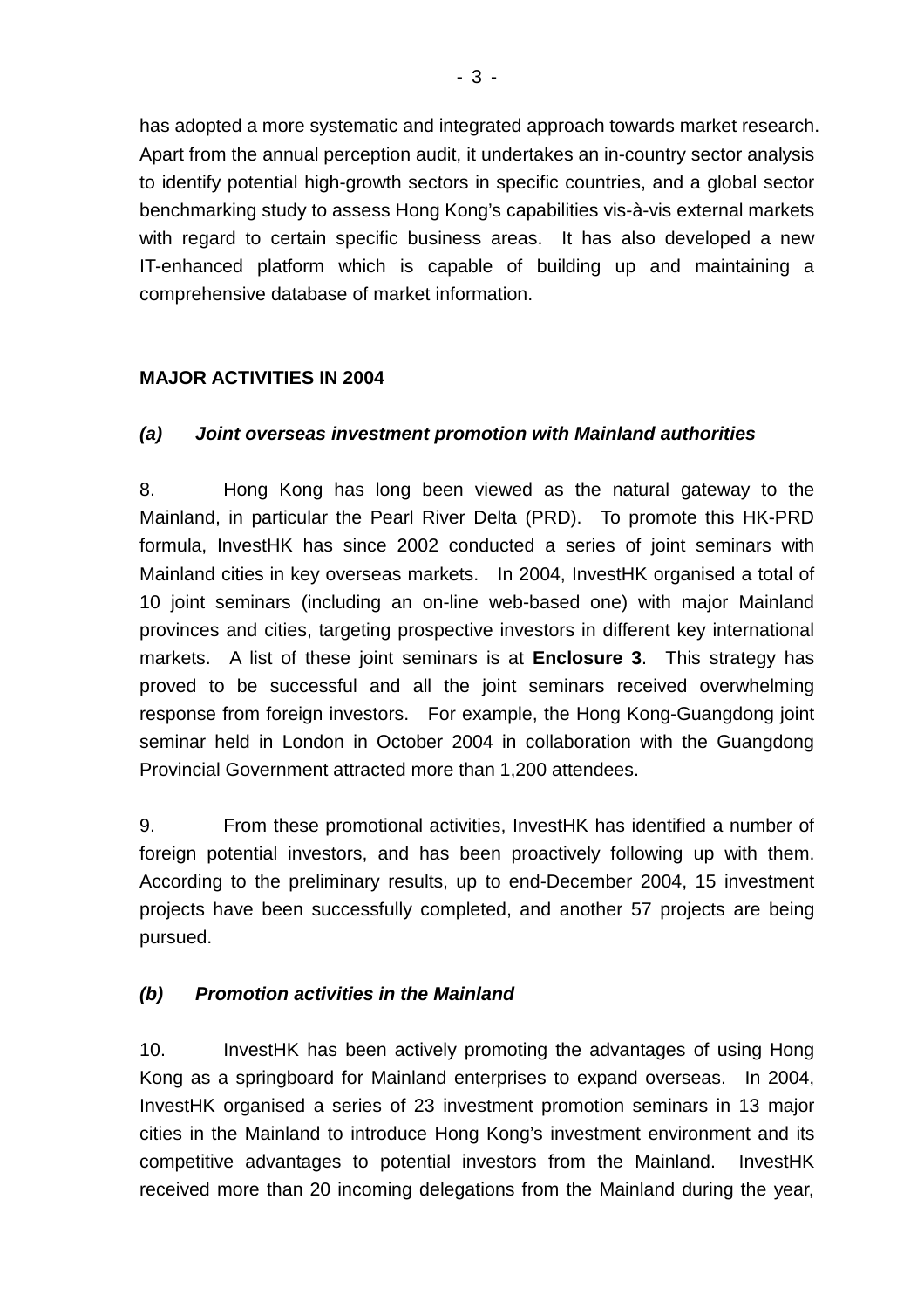has adopted a more systematic and integrated approach towards market research. Apart from the annual perception audit, it undertakes an in-country sector analysis to identify potential high-growth sectors in specific countries, and a global sector benchmarking study to assess Hong Kong's capabilities vis-à-vis external markets with regard to certain specific business areas. It has also developed a new IT-enhanced platform which is capable of building up and maintaining a comprehensive database of market information.

## MAJOR ACTIVITIES IN 2004

### *(a) Joint overseas investment promotion with Mainland authorities*

8. Hong Kong has long been viewed as the natural gateway to the Mainland, in particular the Pearl River Delta (PRD). To promote this HK-PRD formula, InvestHK has since 2002 conducted a series of joint seminars with Mainland cities in key overseas markets. In 2004, InvestHK organised a total of 10 joint seminars (including an on-line web-based one) with major Mainland provinces and cities, targeting prospective investors in different key international markets. A list of these joint seminars is at **Enclosure 3**. This strategy has proved to be successful and all the joint seminars received overwhelming response from foreign investors. For example, the Hong Kong-Guangdong joint seminar held in London in October 2004 in collaboration with the Guangdong Provincial Government attracted more than 1,200 attendees.

9. From these promotional activities, InvestHK has identified a number of foreign potential investors, and has been proactively following up with them. According to the preliminary results, up to end-December 2004, 15 investment projects have been successfully completed, and another 57 projects are being pursued.

### *(b) Promotion activities in the Mainland*

10. InvestHK has been actively promoting the advantages of using Hong Kong as a springboard for Mainland enterprises to expand overseas. In 2004, InvestHK organised a series of 23 investment promotion seminars in 13 major cities in the Mainland to introduce Hong Kong's investment environment and its competitive advantages to potential investors from the Mainland. InvestHK received more than 20 incoming delegations from the Mainland during the year,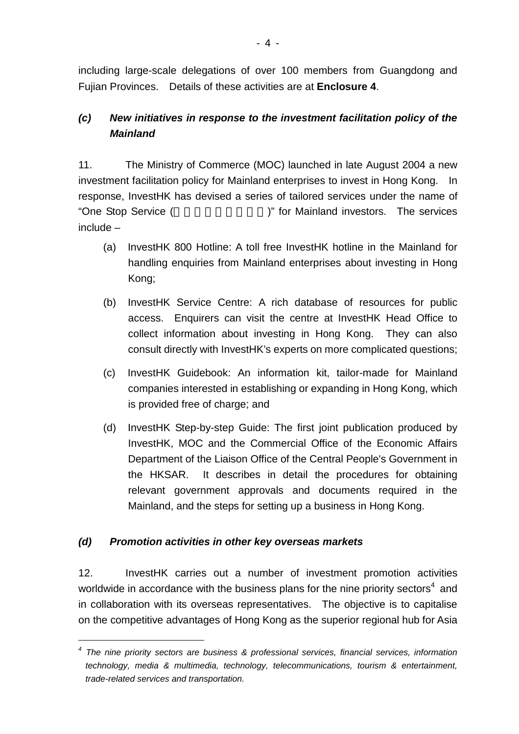including large-scale delegations of over 100 members from Guangdong and Fujian Provinces. Details of these activities are at **Enclosure 4**.

### *(c) New initiatives in response to the investment facilitation policy of the Mainland*

11. The Ministry of Commerce (MOC) launched in late August 2004 a new investment facilitation policy for Mainland enterprises to invest in Hong Kong. In response, InvestHK has devised a series of tailored services under the name of "One Stop Service (　　　　　　　　)" for Mainland investors. The services include –

(a) InvestHK 800 Hotline: A toll free InvestHK hotline in the Mainland for handling enquiries from Mainland enterprises about investing in Hong Kong;

(b) InvestHK Service Centre: A rich database of resources for public access. Enquirers can visit the centre at InvestHK Head Office to collect information about investing in Hong Kong. They can also consult directly with InvestHK's experts on more complicated questions;

(c) InvestHK Guidebook: An information kit, tailor-made for Mainland companies interested in establishing or expanding in Hong Kong, which is provided free of charge; and

(d) InvestHK Step-by-step Guide: The first joint publication produced by InvestHK, MOC and the Commercial Office of the Economic Affairs Department of the Liaison Office of the Central People's Government in the HKSAR. It describes in detail the procedures for obtaining relevant government approvals and documents required in the Mainland, and the steps for setting up a business in Hong Kong.

### *(d) Promotion activities in other key overseas markets*

12. InvestHK carries out a number of investment promotion activities worldwide in accordance with the business plans for the nine priority sectors[4] and in collaboration with its overseas representatives. The objective is to capitalise on the competitive advantages of Hong Kong as the superior regional hub for Asia

---

[4] *The nine priority sectors are business & professional services, financial services, information technology, media & multimedia, technology, telecommunications, tourism & entertainment, trade-related services and transportation.*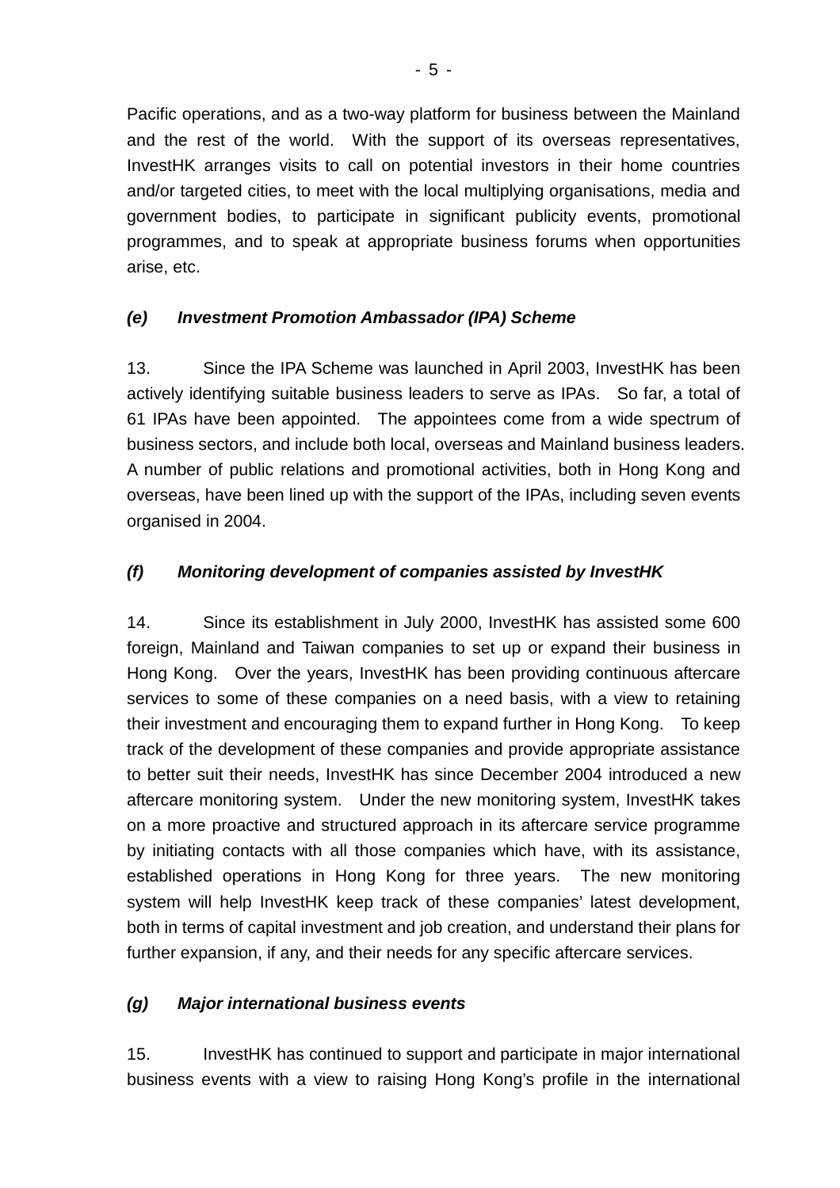Pacific operations, and as a two-way platform for business between the Mainland and the rest of the world. With the support of its overseas representatives, InvestHK arranges visits to call on potential investors in their home countries and/or targeted cities, to meet with the local multiplying organisations, media and government bodies, to participate in significant publicity events, promotional programmes, and to speak at appropriate business forums when opportunities arise, etc.

### *(e) Investment Promotion Ambassador (IPA) Scheme*

13. Since the IPA Scheme was launched in April 2003, InvestHK has been actively identifying suitable business leaders to serve as IPAs. So far, a total of 61 IPAs have been appointed. The appointees come from a wide spectrum of business sectors, and include both local, overseas and Mainland business leaders. A number of public relations and promotional activities, both in Hong Kong and overseas, have been lined up with the support of the IPAs, including seven events organised in 2004.

### *(f) Monitoring development of companies assisted by InvestHK*

14. Since its establishment in July 2000, InvestHK has assisted some 600 foreign, Mainland and Taiwan companies to set up or expand their business in Hong Kong. Over the years, InvestHK has been providing continuous aftercare services to some of these companies on a need basis, with a view to retaining their investment and encouraging them to expand further in Hong Kong. To keep track of the development of these companies and provide appropriate assistance to better suit their needs, InvestHK has since December 2004 introduced a new aftercare monitoring system. Under the new monitoring system, InvestHK takes on a more proactive and structured approach in its aftercare service programme by initiating contacts with all those companies which have, with its assistance, established operations in Hong Kong for three years. The new monitoring system will help InvestHK keep track of these companies' latest development, both in terms of capital investment and job creation, and understand their plans for further expansion, if any, and their needs for any specific aftercare services.

### *(g) Major international business events*

15. InvestHK has continued to support and participate in major international business events with a view to raising Hong Kong's profile in the international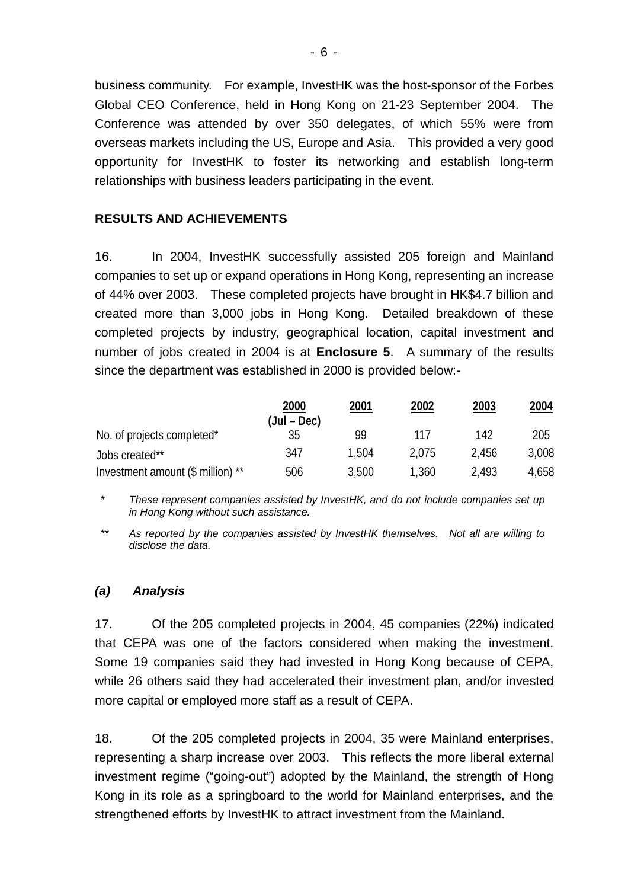business community. For example, InvestHK was the host-sponsor of the Forbes Global CEO Conference, held in Hong Kong on 21-23 September 2004. The Conference was attended by over 350 delegates, of which 55% were from overseas markets including the US, Europe and Asia. This provided a very good opportunity for InvestHK to foster its networking and establish long-term relationships with business leaders participating in the event.

**RESULTS AND ACHIEVEMENTS**

16. In 2004, InvestHK successfully assisted 205 foreign and Mainland companies to set up or expand operations in Hong Kong, representing an increase of 44% over 2003. These completed projects have brought in HK$4.7 billion and created more than 3,000 jobs in Hong Kong. Detailed breakdown of these completed projects by industry, geographical location, capital investment and number of jobs created in 2004 is at **Enclosure 5**. A summary of the results since the department was established in 2000 is provided below:-

| | 2000 (Jul – Dec) | 2001 | 2002 | 2003 | 2004 |
|---|---|---|---|---|---|
| No. of projects completed* | 35 | 99 | 117 | 142 | 205 |
| Jobs created** | 347 | 1,504 | 2,075 | 2,456 | 3,008 |
| Investment amount ($ million) ** | 506 | 3,500 | 1,360 | 2,493 | 4,658 |

\* *These represent companies assisted by InvestHK, and do not include companies set up in Hong Kong without such assistance.*

\** *As reported by the companies assisted by InvestHK themselves. Not all are willing to disclose the data.*

***(a) Analysis***

17. Of the 205 completed projects in 2004, 45 companies (22%) indicated that CEPA was one of the factors considered when making the investment. Some 19 companies said they had invested in Hong Kong because of CEPA, while 26 others said they had accelerated their investment plan, and/or invested more capital or employed more staff as a result of CEPA.

18. Of the 205 completed projects in 2004, 35 were Mainland enterprises, representing a sharp increase over 2003. This reflects the more liberal external investment regime ("going-out") adopted by the Mainland, the strength of Hong Kong in its role as a springboard to the world for Mainland enterprises, and the strengthened efforts by InvestHK to attract investment from the Mainland.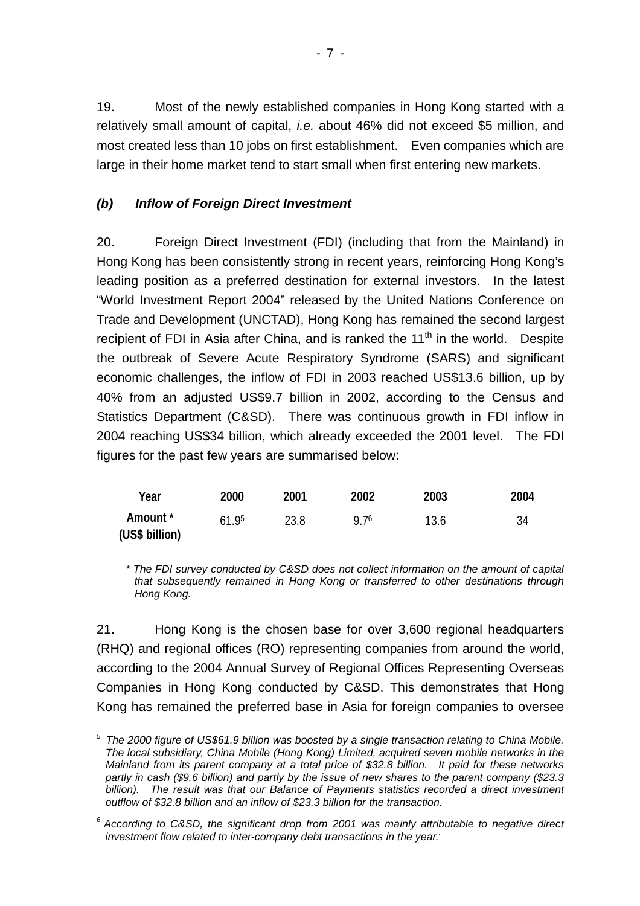19. Most of the newly established companies in Hong Kong started with a relatively small amount of capital, *i.e.* about 46% did not exceed $5 million, and most created less than 10 jobs on first establishment. Even companies which are large in their home market tend to start small when first entering new markets.

### *(b) Inflow of Foreign Direct Investment*

20. Foreign Direct Investment (FDI) (including that from the Mainland) in Hong Kong has been consistently strong in recent years, reinforcing Hong Kong's leading position as a preferred destination for external investors. In the latest "World Investment Report 2004" released by the United Nations Conference on Trade and Development (UNCTAD), Hong Kong has remained the second largest recipient of FDI in Asia after China, and is ranked the 11th in the world. Despite the outbreak of Severe Acute Respiratory Syndrome (SARS) and significant economic challenges, the inflow of FDI in 2003 reached US$13.6 billion, up by 40% from an adjusted US$9.7 billion in 2002, according to the Census and Statistics Department (C&SD). There was continuous growth in FDI inflow in 2004 reaching US$34 billion, which already exceeded the 2001 level. The FDI figures for the past few years are summarised below:

| Year | 2000 | 2001 | 2002 | 2003 | 2004 |
|---|---|---|---|---|---|
| Amount * (US$ billion) | 61.9[5] | 23.8 | 9.7[6] | 13.6 | 34 |

*\* The FDI survey conducted by C&SD does not collect information on the amount of capital that subsequently remained in Hong Kong or transferred to other destinations through Hong Kong.*

21. Hong Kong is the chosen base for over 3,600 regional headquarters (RHQ) and regional offices (RO) representing companies from around the world, according to the 2004 Annual Survey of Regional Offices Representing Overseas Companies in Hong Kong conducted by C&SD. This demonstrates that Hong Kong has remained the preferred base in Asia for foreign companies to oversee

---

[5] *The 2000 figure of US$61.9 billion was boosted by a single transaction relating to China Mobile. The local subsidiary, China Mobile (Hong Kong) Limited, acquired seven mobile networks in the Mainland from its parent company at a total price of $32.8 billion. It paid for these networks partly in cash ($9.6 billion) and partly by the issue of new shares to the parent company ($23.3 billion). The result was that our Balance of Payments statistics recorded a direct investment outflow of $32.8 billion and an inflow of $23.3 billion for the transaction.*

[6] *According to C&SD, the significant drop from 2001 was mainly attributable to negative direct investment flow related to inter-company debt transactions in the year.*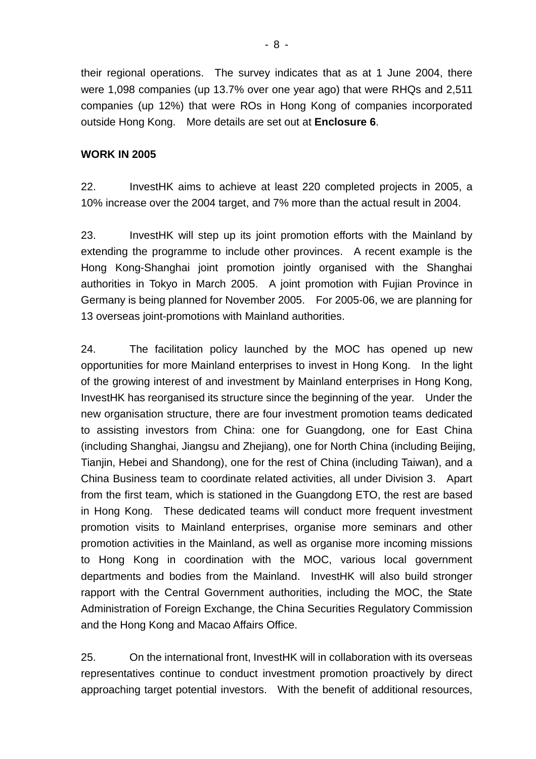their regional operations. The survey indicates that as at 1 June 2004, there were 1,098 companies (up 13.7% over one year ago) that were RHQs and 2,511 companies (up 12%) that were ROs in Hong Kong of companies incorporated outside Hong Kong. More details are set out at **Enclosure 6**.

**WORK IN 2005**

22. InvestHK aims to achieve at least 220 completed projects in 2005, a 10% increase over the 2004 target, and 7% more than the actual result in 2004.

23. InvestHK will step up its joint promotion efforts with the Mainland by extending the programme to include other provinces. A recent example is the Hong Kong-Shanghai joint promotion jointly organised with the Shanghai authorities in Tokyo in March 2005. A joint promotion with Fujian Province in Germany is being planned for November 2005. For 2005-06, we are planning for 13 overseas joint-promotions with Mainland authorities.

24. The facilitation policy launched by the MOC has opened up new opportunities for more Mainland enterprises to invest in Hong Kong. In the light of the growing interest of and investment by Mainland enterprises in Hong Kong, InvestHK has reorganised its structure since the beginning of the year. Under the new organisation structure, there are four investment promotion teams dedicated to assisting investors from China: one for Guangdong, one for East China (including Shanghai, Jiangsu and Zhejiang), one for North China (including Beijing, Tianjin, Hebei and Shandong), one for the rest of China (including Taiwan), and a China Business team to coordinate related activities, all under Division 3. Apart from the first team, which is stationed in the Guangdong ETO, the rest are based in Hong Kong. These dedicated teams will conduct more frequent investment promotion visits to Mainland enterprises, organise more seminars and other promotion activities in the Mainland, as well as organise more incoming missions to Hong Kong in coordination with the MOC, various local government departments and bodies from the Mainland. InvestHK will also build stronger rapport with the Central Government authorities, including the MOC, the State Administration of Foreign Exchange, the China Securities Regulatory Commission and the Hong Kong and Macao Affairs Office.

25. On the international front, InvestHK will in collaboration with its overseas representatives continue to conduct investment promotion proactively by direct approaching target potential investors. With the benefit of additional resources,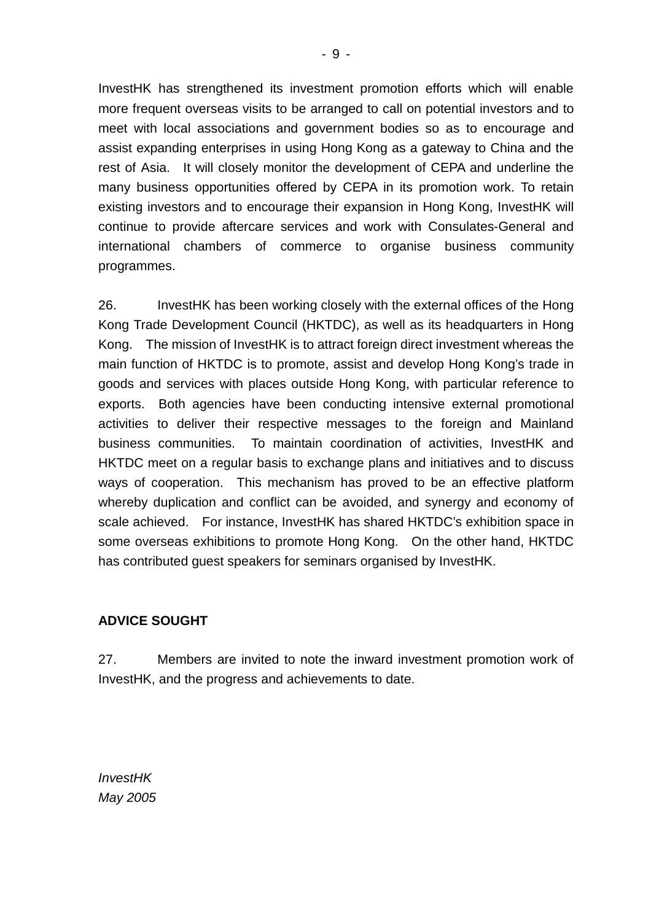InvestHK has strengthened its investment promotion efforts which will enable more frequent overseas visits to be arranged to call on potential investors and to meet with local associations and government bodies so as to encourage and assist expanding enterprises in using Hong Kong as a gateway to China and the rest of Asia. It will closely monitor the development of CEPA and underline the many business opportunities offered by CEPA in its promotion work. To retain existing investors and to encourage their expansion in Hong Kong, InvestHK will continue to provide aftercare services and work with Consulates-General and international chambers of commerce to organise business community programmes.

26. InvestHK has been working closely with the external offices of the Hong Kong Trade Development Council (HKTDC), as well as its headquarters in Hong Kong. The mission of InvestHK is to attract foreign direct investment whereas the main function of HKTDC is to promote, assist and develop Hong Kong's trade in goods and services with places outside Hong Kong, with particular reference to exports. Both agencies have been conducting intensive external promotional activities to deliver their respective messages to the foreign and Mainland business communities. To maintain coordination of activities, InvestHK and HKTDC meet on a regular basis to exchange plans and initiatives and to discuss ways of cooperation. This mechanism has proved to be an effective platform whereby duplication and conflict can be avoided, and synergy and economy of scale achieved. For instance, InvestHK has shared HKTDC's exhibition space in some overseas exhibitions to promote Hong Kong. On the other hand, HKTDC has contributed guest speakers for seminars organised by InvestHK.

**ADVICE SOUGHT**

27. Members are invited to note the inward investment promotion work of InvestHK, and the progress and achievements to date.

*InvestHK*
*May 2005*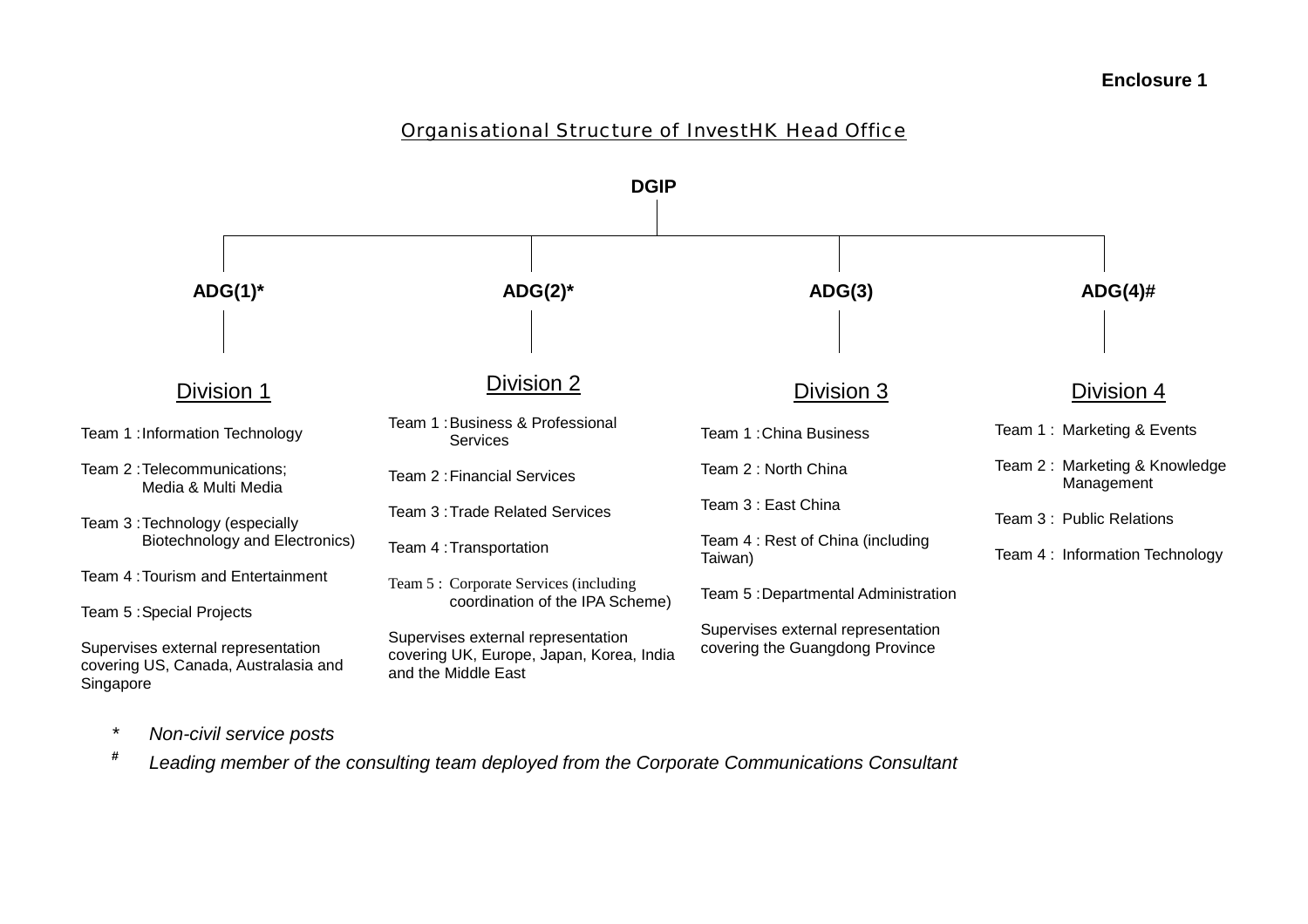**Enclosure 1**

## Organisational Structure of InvestHK Head Office

**DGIP**

- **ADG(1)***
- **ADG(2)***
- **ADG(3)**
- **ADG(4)#**

### Division 1

(under ADG(1)*)

Team 1 : Information Technology

Team 2 : Telecommunications; Media & Multi Media

Team 3 : Technology (especially Biotechnology and Electronics)

Team 4 : Tourism and Entertainment

Team 5 : Special Projects

Supervises external representation covering US, Canada, Australasia and Singapore

### Division 2

(under ADG(2)*)

Team 1 : Business & Professional Services

Team 2 : Financial Services

Team 3 : Trade Related Services

Team 4 : Transportation

Team 5 : Corporate Services (including coordination of the IPA Scheme)

Supervises external representation covering UK, Europe, Japan, Korea, India and the Middle East

### Division 3

(under ADG(3))

Team 1 : China Business

Team 2 : North China

Team 3 : East China

Team 4 : Rest of China (including Taiwan)

Team 5 : Departmental Administration

Supervises external representation covering the Guangdong Province

### Division 4

(under ADG(4)#)

Team 1 : Marketing & Events

Team 2 : Marketing & Knowledge Management

Team 3 : Public Relations

Team 4 : Information Technology

*\* Non-civil service posts*

*# Leading member of the consulting team deployed from the Corporate Communications Consultant*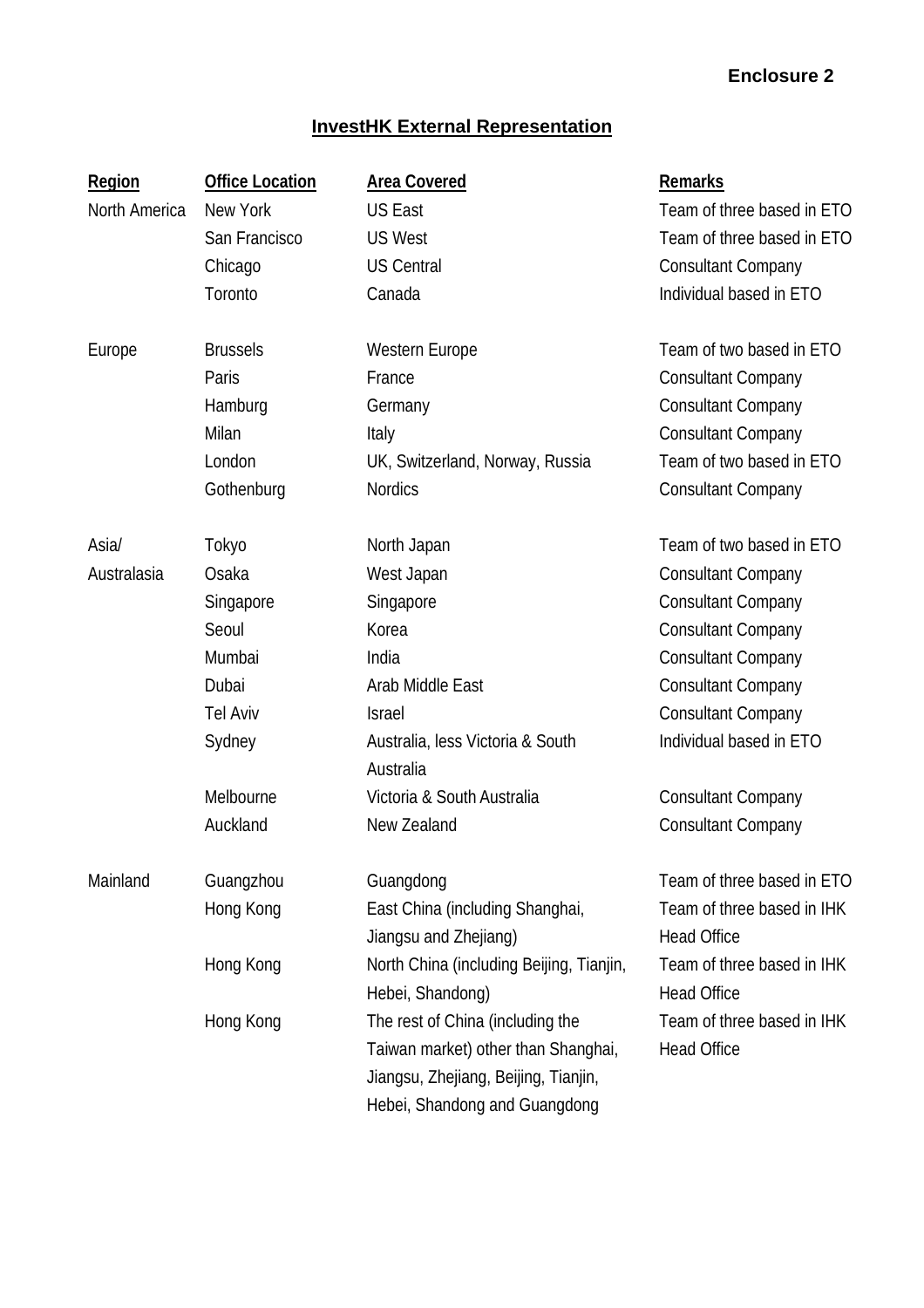**Enclosure 2**

## InvestHK External Representation

| Region | Office Location | Area Covered | Remarks |
|---|---|---|---|
| North America | New York | US East | Team of three based in ETO |
| | San Francisco | US West | Team of three based in ETO |
| | Chicago | US Central | Consultant Company |
| | Toronto | Canada | Individual based in ETO |
| Europe | Brussels | Western Europe | Team of two based in ETO |
| | Paris | France | Consultant Company |
| | Hamburg | Germany | Consultant Company |
| | Milan | Italy | Consultant Company |
| | London | UK, Switzerland, Norway, Russia | Team of two based in ETO |
| | Gothenburg | Nordics | Consultant Company |
| Asia/ Australasia | Tokyo | North Japan | Team of two based in ETO |
| | Osaka | West Japan | Consultant Company |
| | Singapore | Singapore | Consultant Company |
| | Seoul | Korea | Consultant Company |
| | Mumbai | India | Consultant Company |
| | Dubai | Arab Middle East | Consultant Company |
| | Tel Aviv | Israel | Consultant Company |
| | Sydney | Australia, less Victoria & South Australia | Individual based in ETO |
| | Melbourne | Victoria & South Australia | Consultant Company |
| | Auckland | New Zealand | Consultant Company |
| Mainland | Guangzhou | Guangdong | Team of three based in ETO |
| | Hong Kong | East China (including Shanghai, Jiangsu and Zhejiang) | Team of three based in IHK Head Office |
| | Hong Kong | North China (including Beijing, Tianjin, Hebei, Shandong) | Team of three based in IHK Head Office |
| | Hong Kong | The rest of China (including the Taiwan market) other than Shanghai, Jiangsu, Zhejiang, Beijing, Tianjin, Hebei, Shandong and Guangdong | Team of three based in IHK Head Office |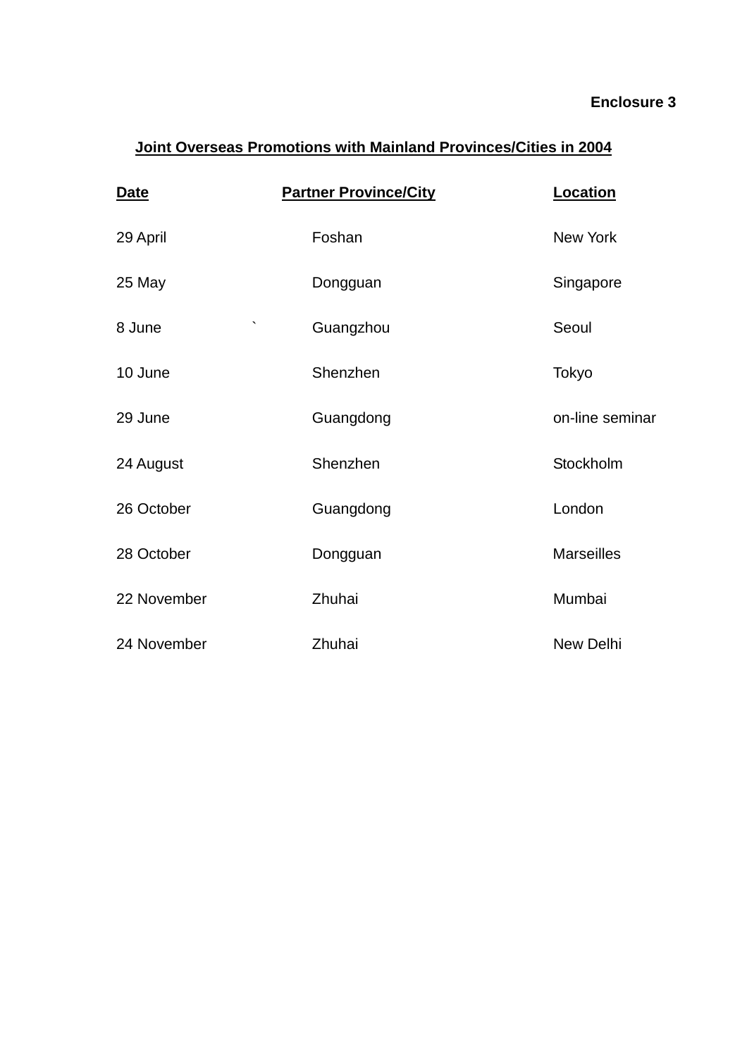**Enclosure 3**

**Joint Overseas Promotions with Mainland Provinces/Cities in 2004**

| Date | Partner Province/City | Location |
|---|---|---|
| 29 April | Foshan | New York |
| 25 May | Dongguan | Singapore |
| 8 June | Guangzhou | Seoul |
| 10 June | Shenzhen | Tokyo |
| 29 June | Guangdong | on-line seminar |
| 24 August | Shenzhen | Stockholm |
| 26 October | Guangdong | London |
| 28 October | Dongguan | Marseilles |
| 22 November | Zhuhai | Mumbai |
| 24 November | Zhuhai | New Delhi |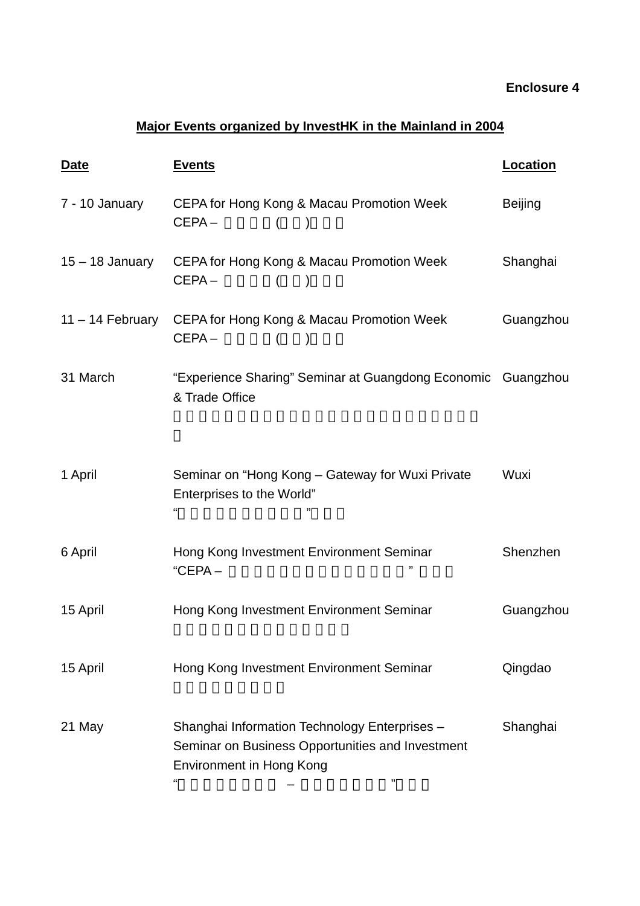**Enclosure 4**

**Major Events organized by InvestHK in the Mainland in 2004**

| Date | Events | Location |
|---|---|---|
| 7 - 10 January | CEPA for Hong Kong & Macau Promotion Week | Beijing |
| 15 – 18 January | CEPA for Hong Kong & Macau Promotion Week | Shanghai |
| 11 – 14 February | CEPA for Hong Kong & Macau Promotion Week | Guangzhou |
| 31 March | "Experience Sharing" Seminar at Guangdong Economic & Trade Office | Guangzhou |
| 1 April | Seminar on "Hong Kong – Gateway for Wuxi Private Enterprises to the World" | Wuxi |
| 6 April | Hong Kong Investment Environment Seminar | Shenzhen |
| 15 April | Hong Kong Investment Environment Seminar | Guangzhou |
| 15 April | Hong Kong Investment Environment Seminar | Qingdao |
| 21 May | Shanghai Information Technology Enterprises – Seminar on Business Opportunities and Investment Environment in Hong Kong | Shanghai |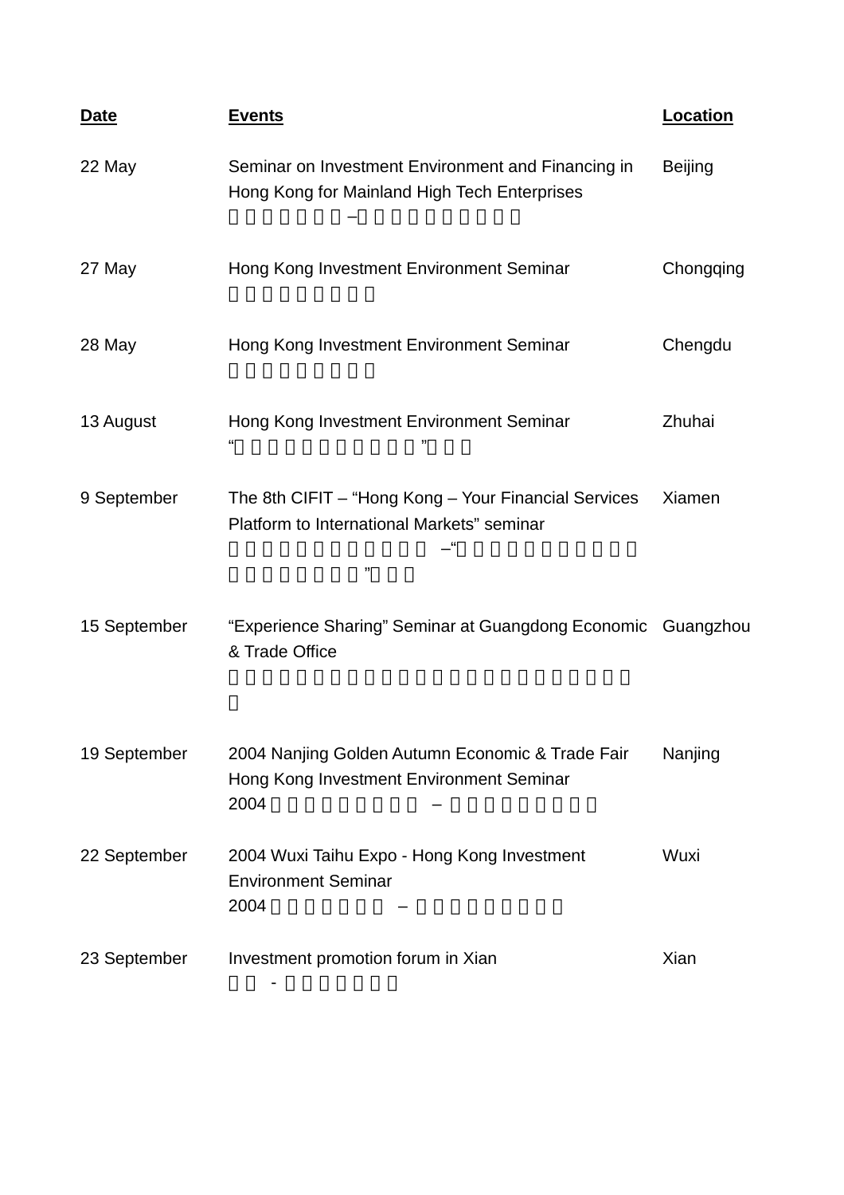| **Date** | **Events** | **Location** |
|---|---|---|
| 22 May | Seminar on Investment Environment and Financing in Hong Kong for Mainland High Tech Enterprises | Beijing |
| 27 May | Hong Kong Investment Environment Seminar | Chongqing |
| 28 May | Hong Kong Investment Environment Seminar | Chengdu |
| 13 August | Hong Kong Investment Environment Seminar | Zhuhai |
| 9 September | The 8th CIFIT – "Hong Kong – Your Financial Services Platform to International Markets" seminar | Xiamen |
| 15 September | "Experience Sharing" Seminar at Guangdong Economic & Trade Office | Guangzhou |
| 19 September | 2004 Nanjing Golden Autumn Economic & Trade Fair Hong Kong Investment Environment Seminar | Nanjing |
| 22 September | 2004 Wuxi Taihu Expo - Hong Kong Investment Environment Seminar | Wuxi |
| 23 September | Investment promotion forum in Xian | Xian |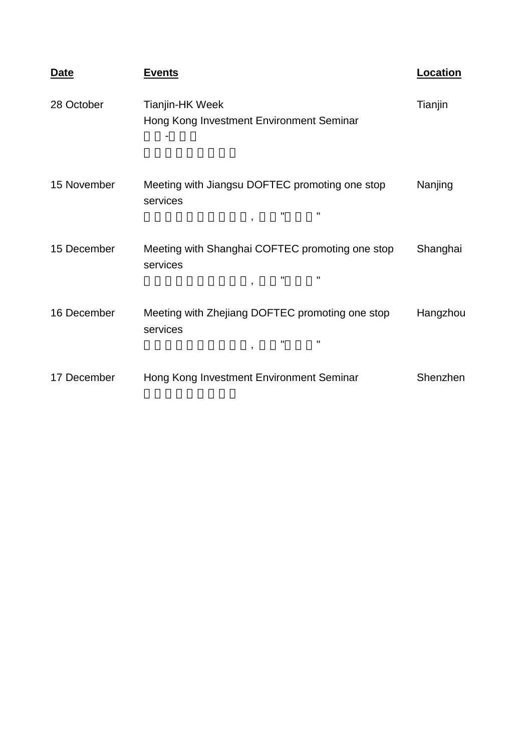| Date | Events | Location |
|---|---|---|
| 28 October | Tianjin-HK Week<br>Hong Kong Investment Environment Seminar<br>□□-□□□<br>□□□□□□□□□ | Tianjin |
| 15 November | Meeting with Jiangsu DOFTEC promoting one stop services<br>□□□□□□□□□□, □□"□□□" | Nanjing |
| 15 December | Meeting with Shanghai COFTEC promoting one stop services<br>□□□□□□□□□□, □□"□□□" | Shanghai |
| 16 December | Meeting with Zhejiang DOFTEC promoting one stop services<br>□□□□□□□□□□, □□"□□□" | Hangzhou |
| 17 December | Hong Kong Investment Environment Seminar<br>□□□□□□□□□ | Shenzhen |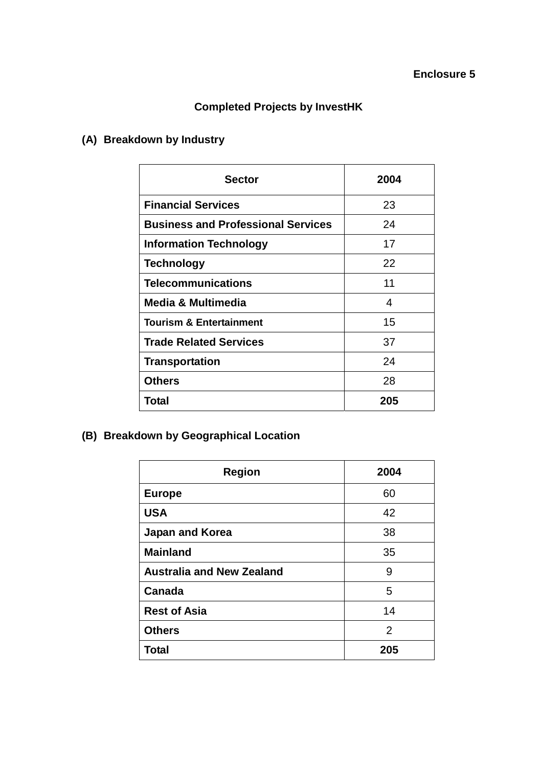**Enclosure 5**

## Completed Projects by InvestHK

### (A) Breakdown by Industry

| Sector | 2004 |
|---|---|
| **Financial Services** | 23 |
| **Business and Professional Services** | 24 |
| **Information Technology** | 17 |
| **Technology** | 22 |
| **Telecommunications** | 11 |
| **Media & Multimedia** | 4 |
| **Tourism & Entertainment** | 15 |
| **Trade Related Services** | 37 |
| **Transportation** | 24 |
| **Others** | 28 |
| **Total** | **205** |

### (B) Breakdown by Geographical Location

| Region | 2004 |
|---|---|
| **Europe** | 60 |
| **USA** | 42 |
| **Japan and Korea** | 38 |
| **Mainland** | 35 |
| **Australia and New Zealand** | 9 |
| **Canada** | 5 |
| **Rest of Asia** | 14 |
| **Others** | 2 |
| **Total** | **205** |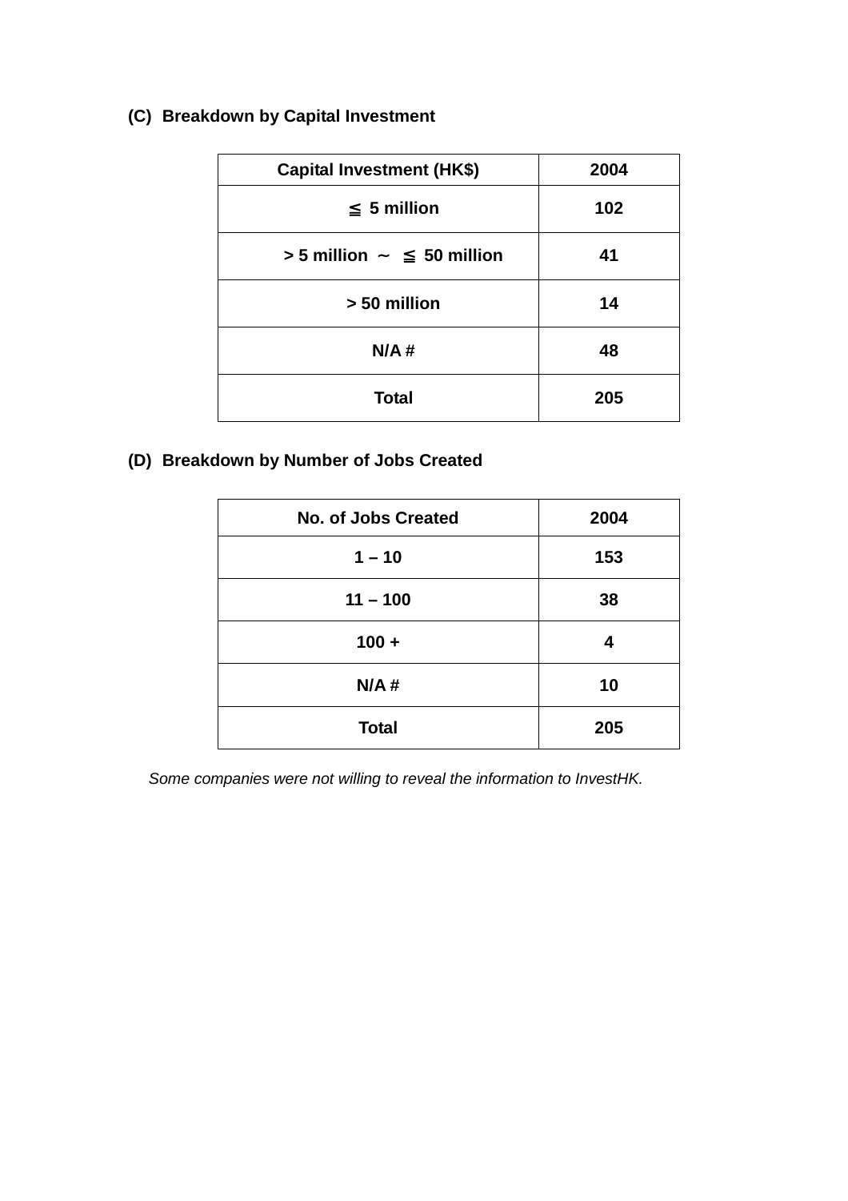### (C) Breakdown by Capital Investment

| Capital Investment (HK$) | 2004 |
|---|---|
| ≦ 5 million | 102 |
| > 5 million ~ ≦ 50 million | 41 |
| > 50 million | 14 |
| N/A # | 48 |
| Total | 205 |

### (D) Breakdown by Number of Jobs Created

| No. of Jobs Created | 2004 |
|---|---|
| 1 – 10 | 153 |
| 11 – 100 | 38 |
| 100 + | 4 |
| N/A # | 10 |
| Total | 205 |

*Some companies were not willing to reveal the information to InvestHK.*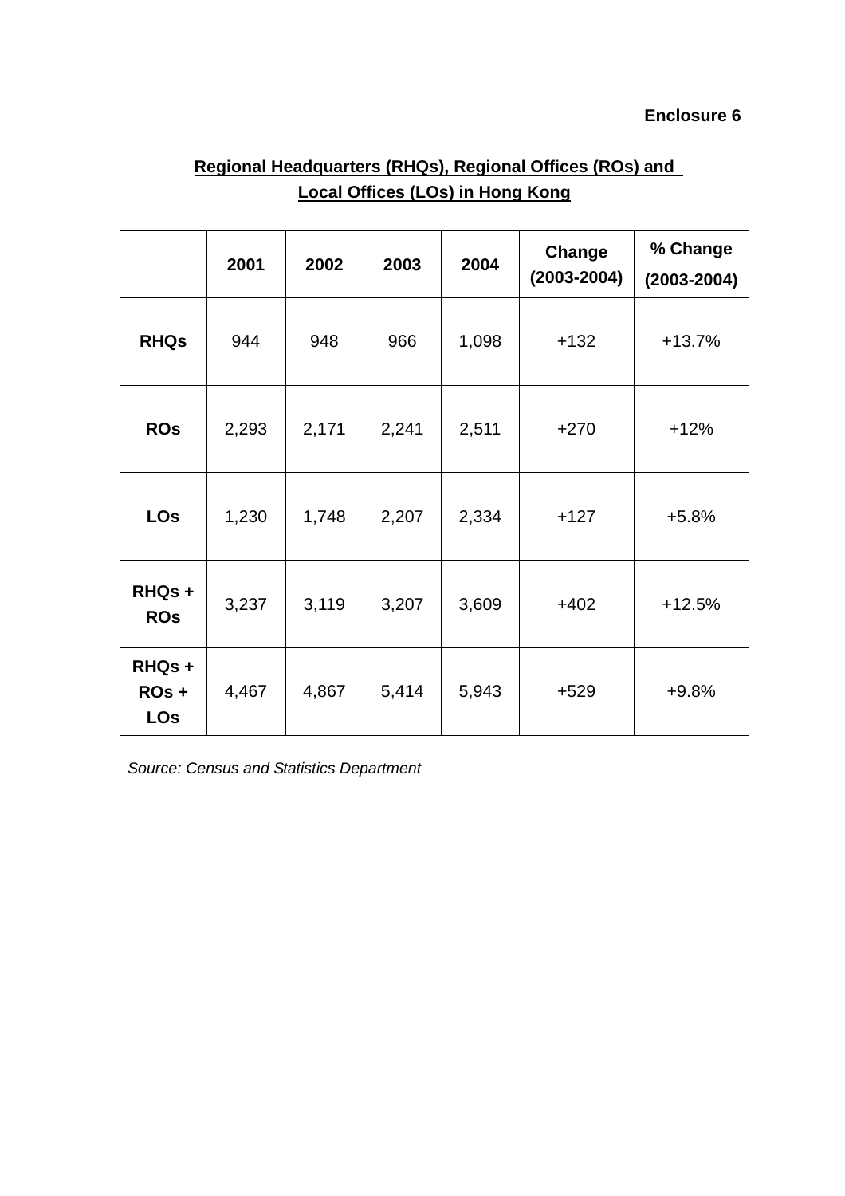**Enclosure 6**

## Regional Headquarters (RHQs), Regional Offices (ROs) and Local Offices (LOs) in Hong Kong

| | 2001 | 2002 | 2003 | 2004 | Change (2003-2004) | % Change (2003-2004) |
|---|---|---|---|---|---|---|
| **RHQs** | 944 | 948 | 966 | 1,098 | +132 | +13.7% |
| **ROs** | 2,293 | 2,171 | 2,241 | 2,511 | +270 | +12% |
| **LOs** | 1,230 | 1,748 | 2,207 | 2,334 | +127 | +5.8% |
| **RHQs + ROs** | 3,237 | 3,119 | 3,207 | 3,609 | +402 | +12.5% |
| **RHQs + ROs + LOs** | 4,467 | 4,867 | 5,414 | 5,943 | +529 | +9.8% |

*Source: Census and Statistics Department*